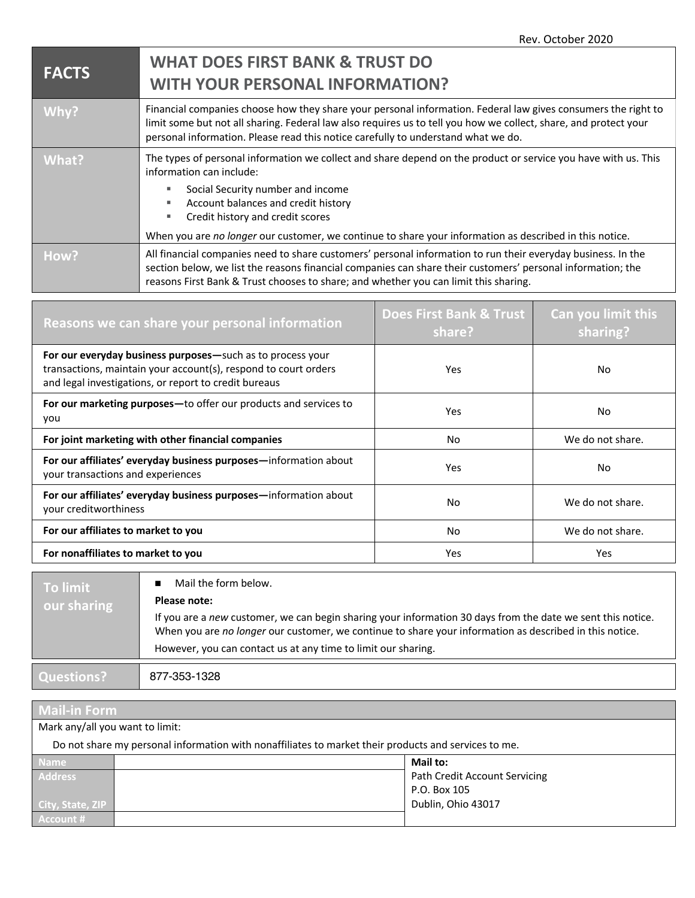Rev. October 2020

| FACTS | WHAT DOES FIRST BANK & TRUST DO WITH YOUR PERSONAL INFORMATION? |
|---|---|
| **Why?** | Financial companies choose how they share your personal information. Federal law gives consumers the right to limit some but not all sharing. Federal law also requires us to tell you how we collect, share, and protect your personal information. Please read this notice carefully to understand what we do. |
| **What?** | The types of personal information we collect and share depend on the product or service you have with us. This information can include:<br>▪ Social Security number and income<br>▪ Account balances and credit history<br>▪ Credit history and credit scores<br><br>When you are *no longer* our customer, we continue to share your information as described in this notice. |
| **How?** | All financial companies need to share customers' personal information to run their everyday business. In the section below, we list the reasons financial companies can share their customers' personal information; the reasons First Bank & Trust chooses to share; and whether you can limit this sharing. |

| Reasons we can share your personal information | Does First Bank & Trust share? | Can you limit this sharing? |
|---|---|---|
| **For our everyday business purposes—**such as to process your transactions, maintain your account(s), respond to court orders and legal investigations, or report to credit bureaus | Yes | No |
| **For our marketing purposes—**to offer our products and services to you | Yes | No |
| **For joint marketing with other financial companies** | No | We do not share. |
| **For our affiliates' everyday business purposes—**information about your transactions and experiences | Yes | No |
| **For our affiliates' everyday business purposes—**information about your creditworthiness | No | We do not share. |
| **For our affiliates to market to you** | No | We do not share. |
| **For nonaffiliates to market to you** | Yes | Yes |

| | |
|---|---|
| **To limit our sharing** | ■ Mail the form below.<br>**Please note:**<br>If you are a *new* customer, we can begin sharing your information 30 days from the date we sent this notice. When you are *no longer* our customer, we continue to share your information as described in this notice.<br>However, you can contact us at any time to limit our sharing. |
| **Questions?** | 877-353-1328 |

**Mail-in Form**

Mark any/all you want to limit:

Do not share my personal information with nonaffiliates to market their products and services to me.

| | | |
|---|---|---|
| **Name** | | **Mail to:**<br>Path Credit Account Servicing<br>P.O. Box 105<br>Dublin, Ohio 43017 |
| **Address**<br><br>**City, State, ZIP** | | |
| **Account #** | | |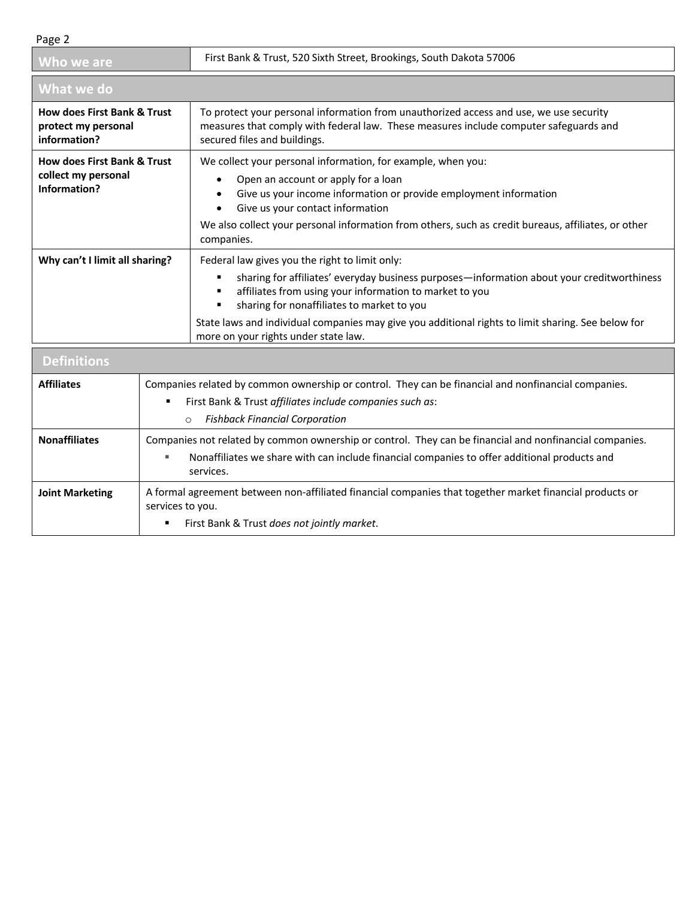| Who we are | First Bank & Trust, 520 Sixth Street, Brookings, South Dakota 57006 |
|---|---|

| What we do | |
|---|---|
| **How does First Bank & Trust protect my personal information?** | To protect your personal information from unauthorized access and use, we use security measures that comply with federal law. These measures include computer safeguards and secured files and buildings. |
| **How does First Bank & Trust collect my personal Information?** | We collect your personal information, for example, when you:<br>• Open an account or apply for a loan<br>• Give us your income information or provide employment information<br>• Give us your contact information<br>We also collect your personal information from others, such as credit bureaus, affiliates, or other companies. |
| **Why can't I limit all sharing?** | Federal law gives you the right to limit only:<br>▪ sharing for affiliates' everyday business purposes—information about your creditworthiness<br>▪ affiliates from using your information to market to you<br>▪ sharing for nonaffiliates to market to you<br>State laws and individual companies may give you additional rights to limit sharing. See below for more on your rights under state law. |

| Definitions | |
|---|---|
| **Affiliates** | Companies related by common ownership or control. They can be financial and nonfinancial companies.<br>▪ First Bank & Trust *affiliates include companies such as*:<br>&nbsp;&nbsp;&nbsp;&nbsp;o *Fishback Financial Corporation* |
| **Nonaffiliates** | Companies not related by common ownership or control. They can be financial and nonfinancial companies.<br>▪ Nonaffiliates we share with can include financial companies to offer additional products and services. |
| **Joint Marketing** | A formal agreement between non-affiliated financial companies that together market financial products or services to you.<br>▪ First Bank & Trust *does not jointly market*. |